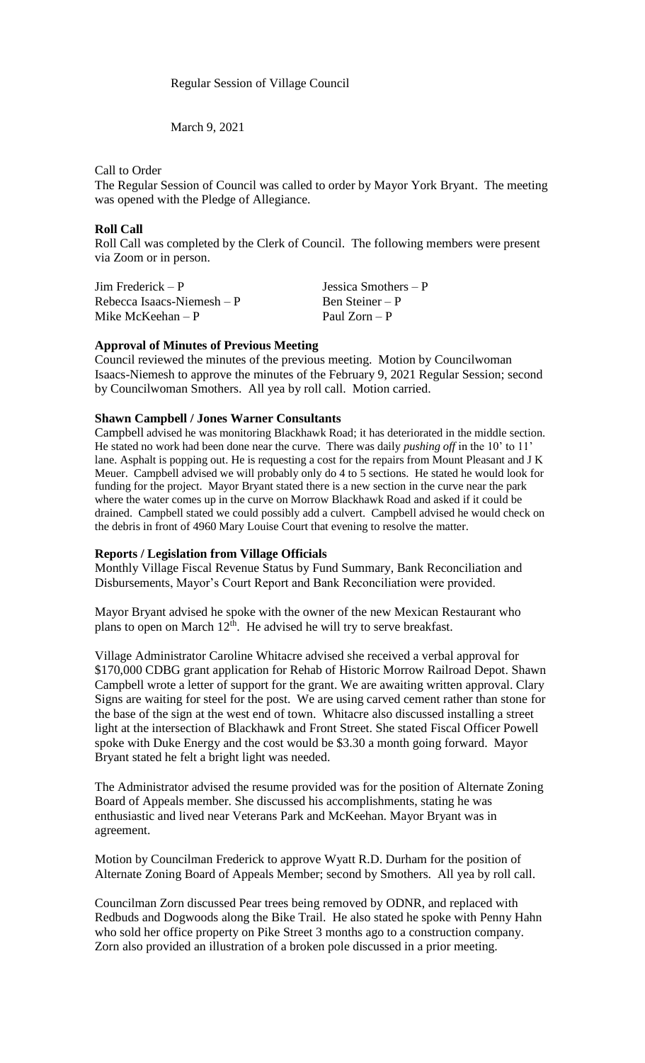Regular Session of Village Council

March 9, 2021

Call to Order

The Regular Session of Council was called to order by Mayor York Bryant. The meeting was opened with the Pledge of Allegiance.

**Roll Call**

Roll Call was completed by the Clerk of Council. The following members were present via Zoom or in person.

| | |
|---|---|
| Jim Frederick – P | Jessica Smothers – P |
| Rebecca Isaacs-Niemesh – P | Ben Steiner – P |
| Mike McKeehan – P | Paul Zorn – P |

**Approval of Minutes of Previous Meeting**

Council reviewed the minutes of the previous meeting. Motion by Councilwoman Isaacs-Niemesh to approve the minutes of the February 9, 2021 Regular Session; second by Councilwoman Smothers. All yea by roll call. Motion carried.

**Shawn Campbell / Jones Warner Consultants**

Campbell advised he was monitoring Blackhawk Road; it has deteriorated in the middle section. He stated no work had been done near the curve. There was daily *pushing off* in the 10' to 11' lane. Asphalt is popping out. He is requesting a cost for the repairs from Mount Pleasant and J K Meuer. Campbell advised we will probably only do 4 to 5 sections. He stated he would look for funding for the project. Mayor Bryant stated there is a new section in the curve near the park where the water comes up in the curve on Morrow Blackhawk Road and asked if it could be drained. Campbell stated we could possibly add a culvert. Campbell advised he would check on the debris in front of 4960 Mary Louise Court that evening to resolve the matter.

**Reports / Legislation from Village Officials**

Monthly Village Fiscal Revenue Status by Fund Summary, Bank Reconciliation and Disbursements, Mayor's Court Report and Bank Reconciliation were provided.

Mayor Bryant advised he spoke with the owner of the new Mexican Restaurant who plans to open on March 12th. He advised he will try to serve breakfast.

Village Administrator Caroline Whitacre advised she received a verbal approval for $170,000 CDBG grant application for Rehab of Historic Morrow Railroad Depot. Shawn Campbell wrote a letter of support for the grant. We are awaiting written approval. Clary Signs are waiting for steel for the post. We are using carved cement rather than stone for the base of the sign at the west end of town. Whitacre also discussed installing a street light at the intersection of Blackhawk and Front Street. She stated Fiscal Officer Powell spoke with Duke Energy and the cost would be $3.30 a month going forward. Mayor Bryant stated he felt a bright light was needed.

The Administrator advised the resume provided was for the position of Alternate Zoning Board of Appeals member. She discussed his accomplishments, stating he was enthusiastic and lived near Veterans Park and McKeehan. Mayor Bryant was in agreement.

Motion by Councilman Frederick to approve Wyatt R.D. Durham for the position of Alternate Zoning Board of Appeals Member; second by Smothers. All yea by roll call.

Councilman Zorn discussed Pear trees being removed by ODNR, and replaced with Redbuds and Dogwoods along the Bike Trail. He also stated he spoke with Penny Hahn who sold her office property on Pike Street 3 months ago to a construction company. Zorn also provided an illustration of a broken pole discussed in a prior meeting.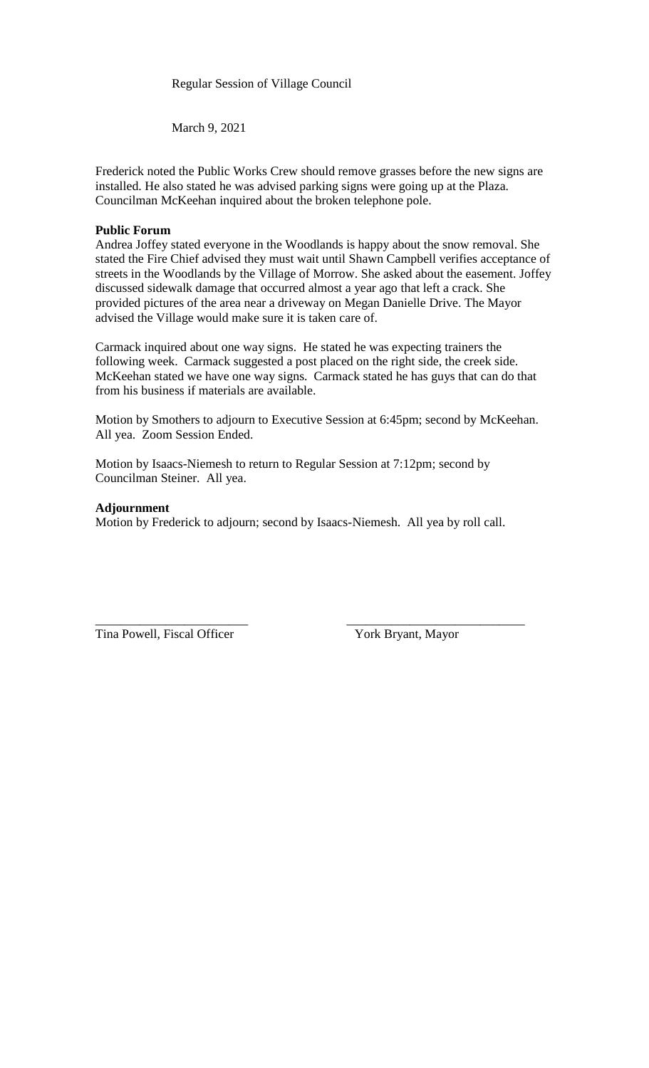Regular Session of Village Council

March 9, 2021

Frederick noted the Public Works Crew should remove grasses before the new signs are installed. He also stated he was advised parking signs were going up at the Plaza. Councilman McKeehan inquired about the broken telephone pole.

**Public Forum**

Andrea Joffey stated everyone in the Woodlands is happy about the snow removal. She stated the Fire Chief advised they must wait until Shawn Campbell verifies acceptance of streets in the Woodlands by the Village of Morrow. She asked about the easement. Joffey discussed sidewalk damage that occurred almost a year ago that left a crack. She provided pictures of the area near a driveway on Megan Danielle Drive. The Mayor advised the Village would make sure it is taken care of.

Carmack inquired about one way signs. He stated he was expecting trainers the following week. Carmack suggested a post placed on the right side, the creek side. McKeehan stated we have one way signs. Carmack stated he has guys that can do that from his business if materials are available.

Motion by Smothers to adjourn to Executive Session at 6:45pm; second by McKeehan. All yea. Zoom Session Ended.

Motion by Isaacs-Niemesh to return to Regular Session at 7:12pm; second by Councilman Steiner. All yea.

**Adjournment**

Motion by Frederick to adjourn; second by Isaacs-Niemesh. All yea by roll call.

\_\_\_\_\_\_\_\_\_\_\_\_\_\_\_\_\_\_\_\_\_\_\_\_\_ \_\_\_\_\_\_\_\_\_\_\_\_\_\_\_\_\_\_\_\_\_\_\_\_\_\_\_\_\_

Tina Powell, Fiscal Officer York Bryant, Mayor